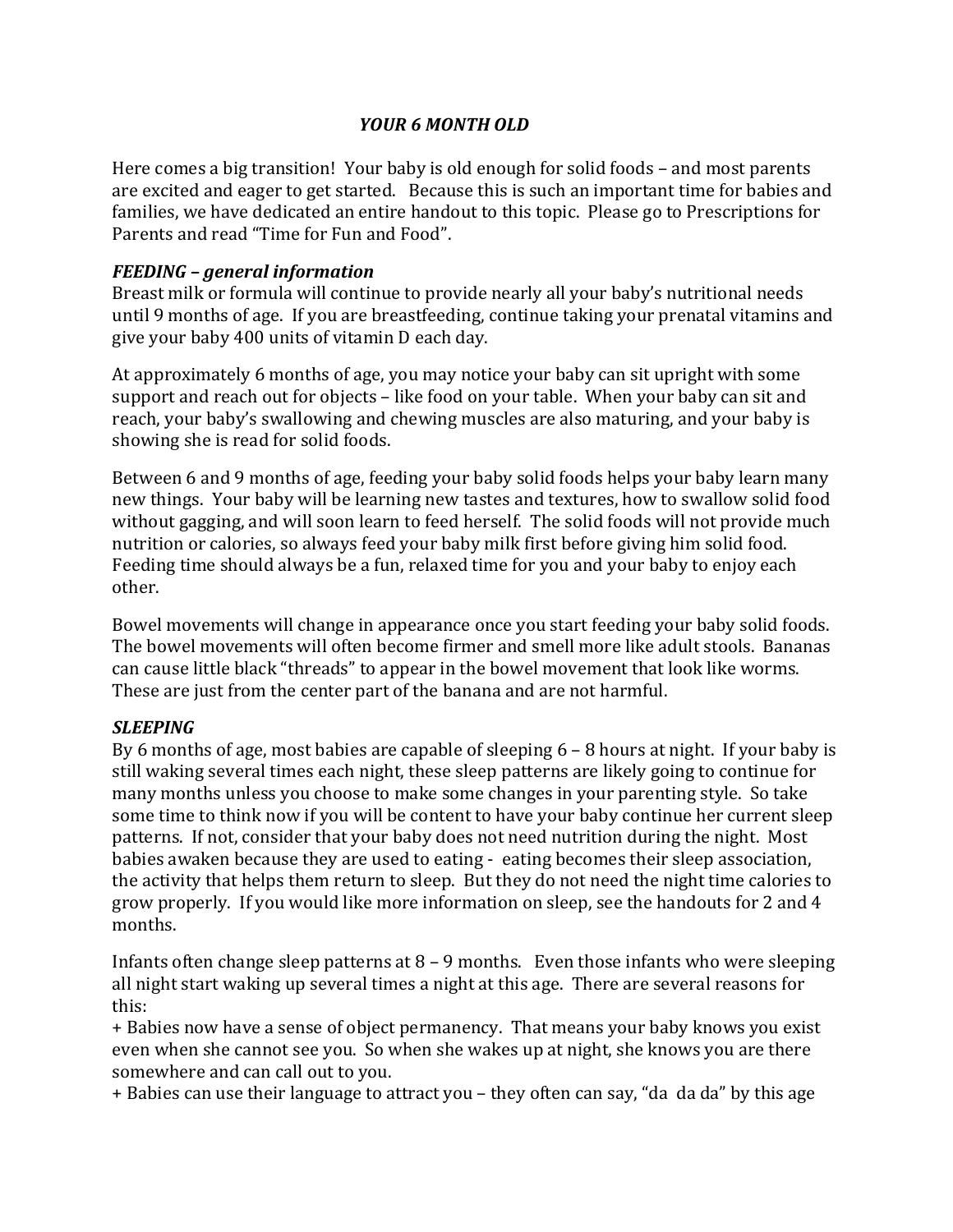# *YOUR 6 MONTH OLD*

Here comes a big transition! Your baby is old enough for solid foods – and most parents are excited and eager to get started. Because this is such an important time for babies and families, we have dedicated an entire handout to this topic. Please go to Prescriptions for Parents and read "Time for Fun and Food".

## *FEEDING – general information*

Breast milk or formula will continue to provide nearly all your baby's nutritional needs until 9 months of age. If you are breastfeeding, continue taking your prenatal vitamins and give your baby 400 units of vitamin D each day.

At approximately 6 months of age, you may notice your baby can sit upright with some support and reach out for objects – like food on your table. When your baby can sit and reach, your baby's swallowing and chewing muscles are also maturing, and your baby is showing she is read for solid foods.

Between 6 and 9 months of age, feeding your baby solid foods helps your baby learn many new things. Your baby will be learning new tastes and textures, how to swallow solid food without gagging, and will soon learn to feed herself. The solid foods will not provide much nutrition or calories, so always feed your baby milk first before giving him solid food. Feeding time should always be a fun, relaxed time for you and your baby to enjoy each other.

Bowel movements will change in appearance once you start feeding your baby solid foods. The bowel movements will often become firmer and smell more like adult stools. Bananas can cause little black "threads" to appear in the bowel movement that look like worms. These are just from the center part of the banana and are not harmful.

## *SLEEPING*

By 6 months of age, most babies are capable of sleeping 6 – 8 hours at night. If your baby is still waking several times each night, these sleep patterns are likely going to continue for many months unless you choose to make some changes in your parenting style. So take some time to think now if you will be content to have your baby continue her current sleep patterns. If not, consider that your baby does not need nutrition during the night. Most babies awaken because they are used to eating - eating becomes their sleep association, the activity that helps them return to sleep. But they do not need the night time calories to grow properly. If you would like more information on sleep, see the handouts for 2 and 4 months.

Infants often change sleep patterns at 8 – 9 months. Even those infants who were sleeping all night start waking up several times a night at this age. There are several reasons for this:

+ Babies now have a sense of object permanency. That means your baby knows you exist even when she cannot see you. So when she wakes up at night, she knows you are there somewhere and can call out to you.

+ Babies can use their language to attract you – they often can say, "da da da" by this age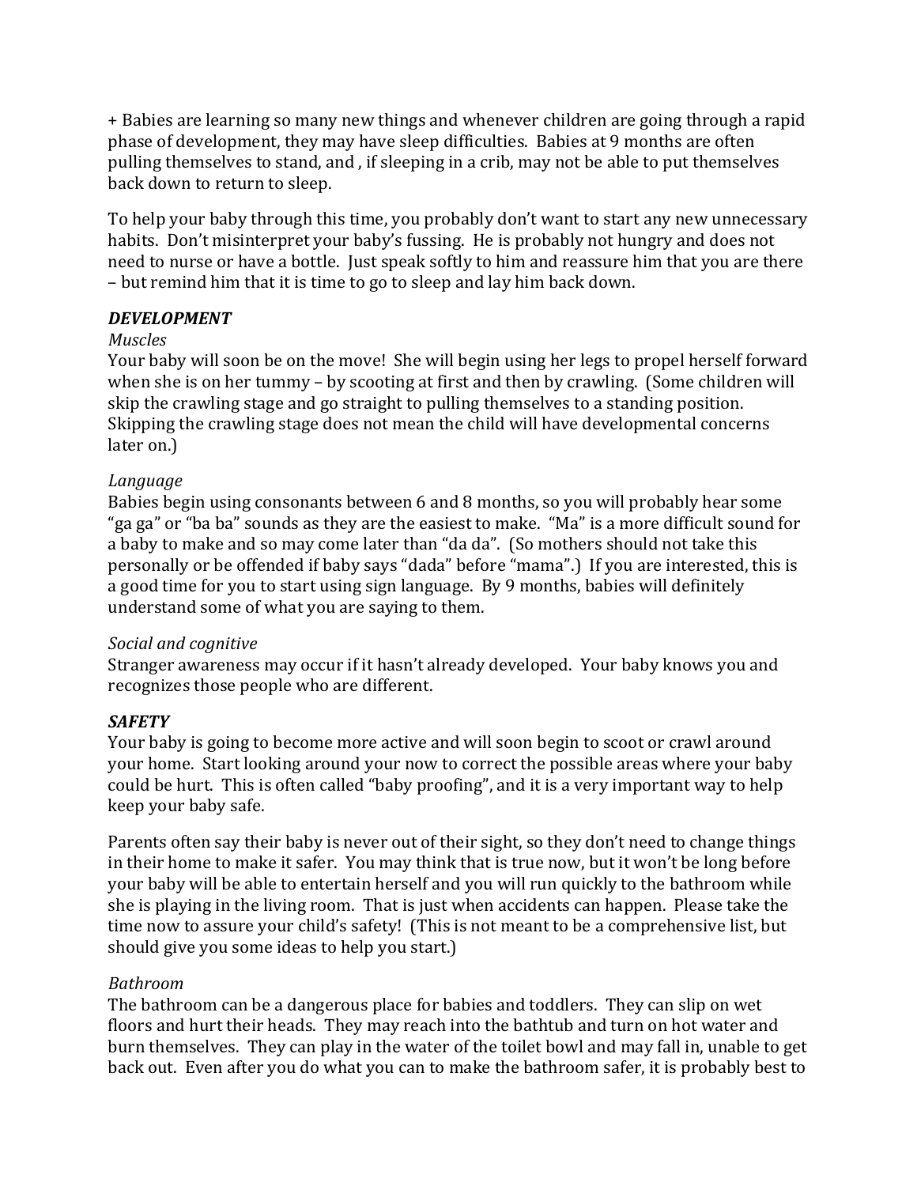+ Babies are learning so many new things and whenever children are going through a rapid phase of development, they may have sleep difficulties. Babies at 9 months are often pulling themselves to stand, and , if sleeping in a crib, may not be able to put themselves back down to return to sleep.

To help your baby through this time, you probably don't want to start any new unnecessary habits. Don't misinterpret your baby's fussing. He is probably not hungry and does not need to nurse or have a bottle. Just speak softly to him and reassure him that you are there – but remind him that it is time to go to sleep and lay him back down.

***DEVELOPMENT***

*Muscles*

Your baby will soon be on the move! She will begin using her legs to propel herself forward when she is on her tummy – by scooting at first and then by crawling. (Some children will skip the crawling stage and go straight to pulling themselves to a standing position. Skipping the crawling stage does not mean the child will have developmental concerns later on.)

*Language*

Babies begin using consonants between 6 and 8 months, so you will probably hear some "ga ga" or "ba ba" sounds as they are the easiest to make. "Ma" is a more difficult sound for a baby to make and so may come later than "da da". (So mothers should not take this personally or be offended if baby says "dada" before "mama".) If you are interested, this is a good time for you to start using sign language. By 9 months, babies will definitely understand some of what you are saying to them.

*Social and cognitive*

Stranger awareness may occur if it hasn't already developed. Your baby knows you and recognizes those people who are different.

***SAFETY***

Your baby is going to become more active and will soon begin to scoot or crawl around your home. Start looking around your now to correct the possible areas where your baby could be hurt. This is often called "baby proofing", and it is a very important way to help keep your baby safe.

Parents often say their baby is never out of their sight, so they don't need to change things in their home to make it safer. You may think that is true now, but it won't be long before your baby will be able to entertain herself and you will run quickly to the bathroom while she is playing in the living room. That is just when accidents can happen. Please take the time now to assure your child's safety! (This is not meant to be a comprehensive list, but should give you some ideas to help you start.)

*Bathroom*

The bathroom can be a dangerous place for babies and toddlers. They can slip on wet floors and hurt their heads. They may reach into the bathtub and turn on hot water and burn themselves. They can play in the water of the toilet bowl and may fall in, unable to get back out. Even after you do what you can to make the bathroom safer, it is probably best to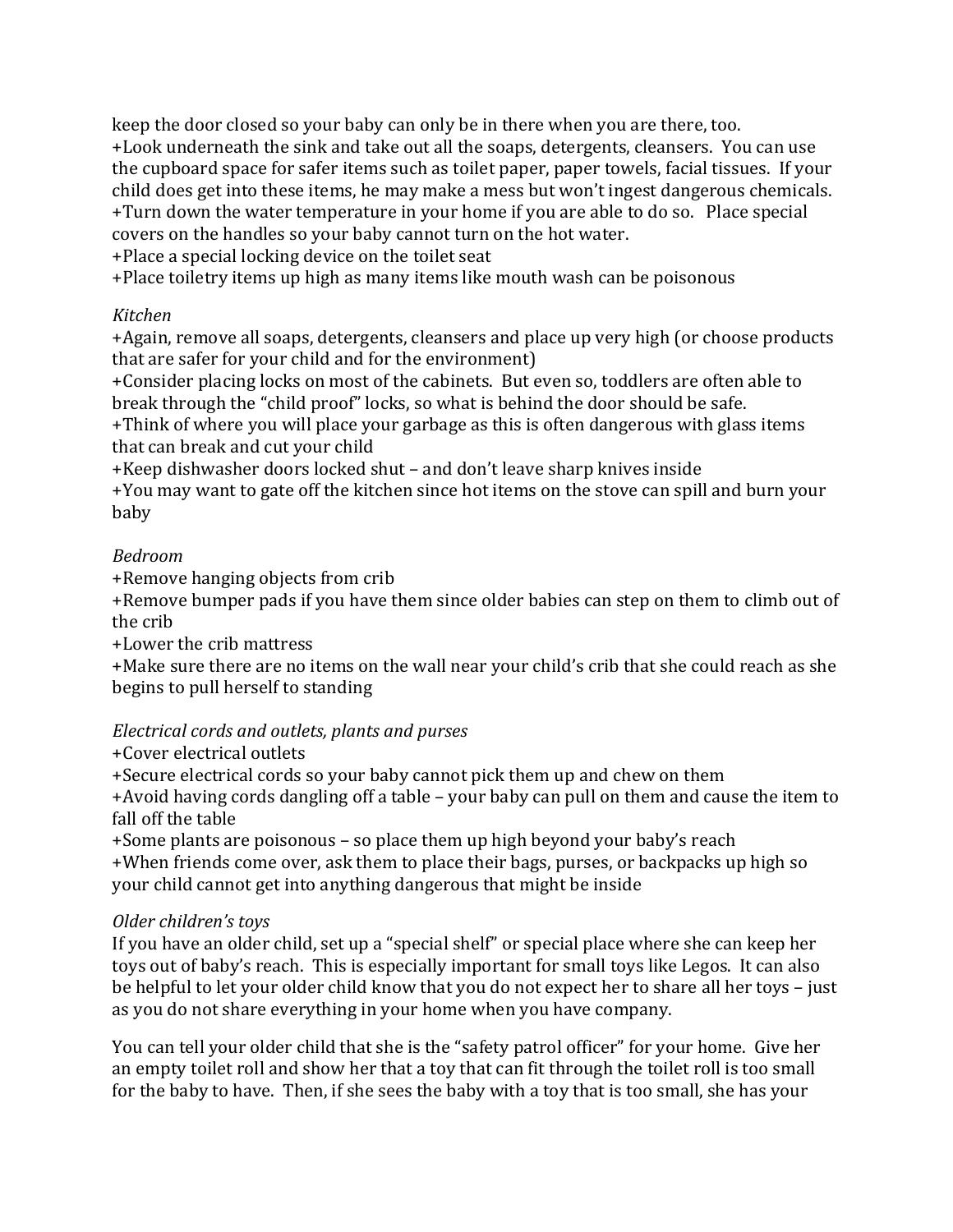keep the door closed so your baby can only be in there when you are there, too.
+Look underneath the sink and take out all the soaps, detergents, cleansers. You can use the cupboard space for safer items such as toilet paper, paper towels, facial tissues. If your child does get into these items, he may make a mess but won't ingest dangerous chemicals.
+Turn down the water temperature in your home if you are able to do so. Place special covers on the handles so your baby cannot turn on the hot water.
+Place a special locking device on the toilet seat
+Place toiletry items up high as many items like mouth wash can be poisonous

*Kitchen*
+Again, remove all soaps, detergents, cleansers and place up very high (or choose products that are safer for your child and for the environment)
+Consider placing locks on most of the cabinets. But even so, toddlers are often able to break through the "child proof" locks, so what is behind the door should be safe.
+Think of where you will place your garbage as this is often dangerous with glass items that can break and cut your child
+Keep dishwasher doors locked shut – and don't leave sharp knives inside
+You may want to gate off the kitchen since hot items on the stove can spill and burn your baby

*Bedroom*
+Remove hanging objects from crib
+Remove bumper pads if you have them since older babies can step on them to climb out of the crib
+Lower the crib mattress
+Make sure there are no items on the wall near your child's crib that she could reach as she begins to pull herself to standing

*Electrical cords and outlets, plants and purses*
+Cover electrical outlets
+Secure electrical cords so your baby cannot pick them up and chew on them
+Avoid having cords dangling off a table – your baby can pull on them and cause the item to fall off the table
+Some plants are poisonous – so place them up high beyond your baby's reach
+When friends come over, ask them to place their bags, purses, or backpacks up high so your child cannot get into anything dangerous that might be inside

*Older children's toys*
If you have an older child, set up a "special shelf" or special place where she can keep her toys out of baby's reach. This is especially important for small toys like Legos. It can also be helpful to let your older child know that you do not expect her to share all her toys – just as you do not share everything in your home when you have company.

You can tell your older child that she is the "safety patrol officer" for your home. Give her an empty toilet roll and show her that a toy that can fit through the toilet roll is too small for the baby to have. Then, if she sees the baby with a toy that is too small, she has your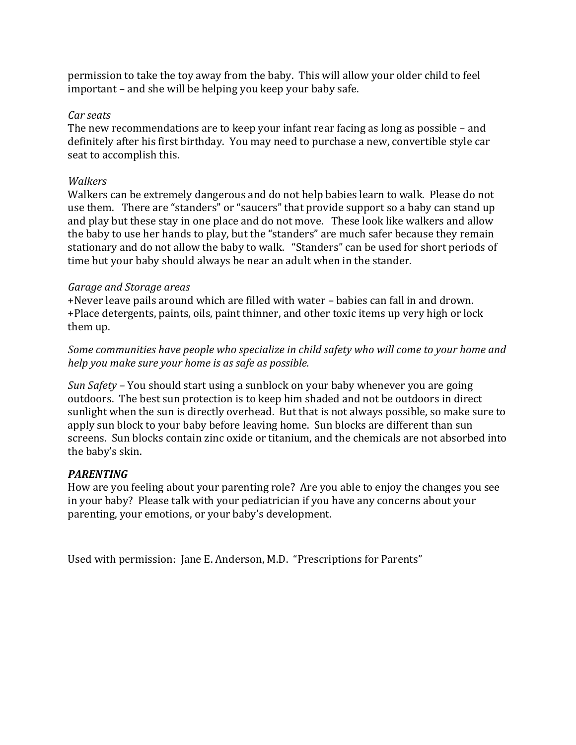permission to take the toy away from the baby. This will allow your older child to feel important – and she will be helping you keep your baby safe.

*Car seats*

The new recommendations are to keep your infant rear facing as long as possible – and definitely after his first birthday. You may need to purchase a new, convertible style car seat to accomplish this.

*Walkers*

Walkers can be extremely dangerous and do not help babies learn to walk. Please do not use them. There are "standers" or "saucers" that provide support so a baby can stand up and play but these stay in one place and do not move. These look like walkers and allow the baby to use her hands to play, but the "standers" are much safer because they remain stationary and do not allow the baby to walk. "Standers" can be used for short periods of time but your baby should always be near an adult when in the stander.

*Garage and Storage areas*

+Never leave pails around which are filled with water – babies can fall in and drown.
+Place detergents, paints, oils, paint thinner, and other toxic items up very high or lock them up.

*Some communities have people who specialize in child safety who will come to your home and help you make sure your home is as safe as possible.*

*Sun Safety* – You should start using a sunblock on your baby whenever you are going outdoors. The best sun protection is to keep him shaded and not be outdoors in direct sunlight when the sun is directly overhead. But that is not always possible, so make sure to apply sun block to your baby before leaving home. Sun blocks are different than sun screens. Sun blocks contain zinc oxide or titanium, and the chemicals are not absorbed into the baby's skin.

***PARENTING***

How are you feeling about your parenting role? Are you able to enjoy the changes you see in your baby? Please talk with your pediatrician if you have any concerns about your parenting, your emotions, or your baby's development.

Used with permission: Jane E. Anderson, M.D. "Prescriptions for Parents"